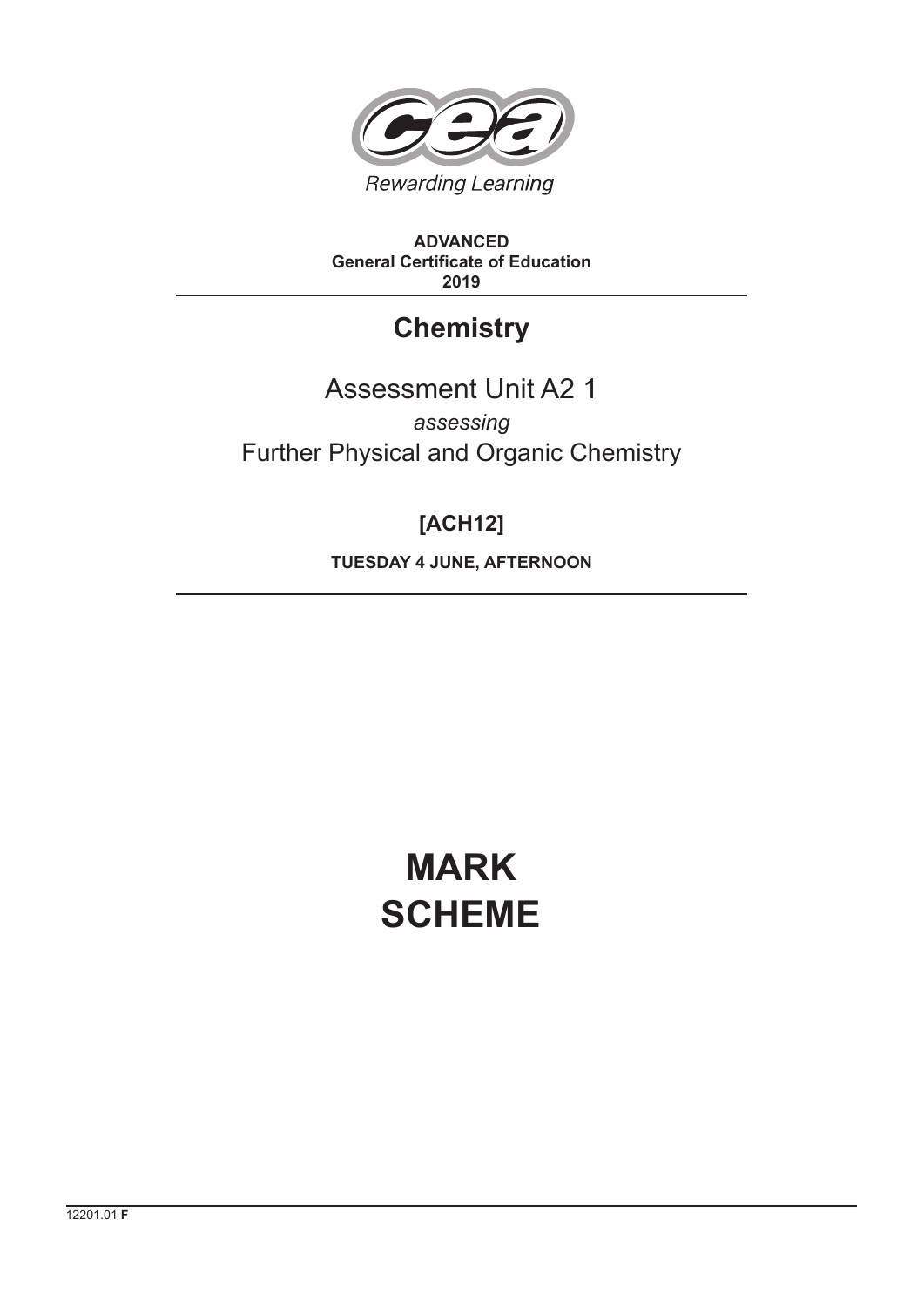Rewarding Learning

**ADVANCED**
**General Certificate of Education**
**2019**

# Chemistry

## Assessment Unit A2 1

*assessing*

Further Physical and Organic Chemistry

**[ACH12]**

**TUESDAY 4 JUNE, AFTERNOON**

# MARK SCHEME

12201.01 **F**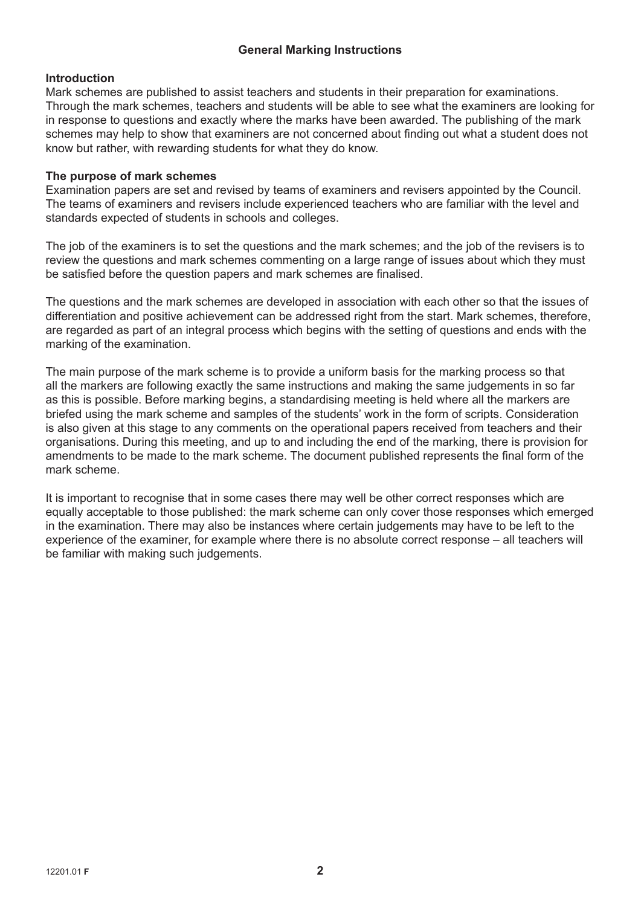## General Marking Instructions

### Introduction

Mark schemes are published to assist teachers and students in their preparation for examinations. Through the mark schemes, teachers and students will be able to see what the examiners are looking for in response to questions and exactly where the marks have been awarded. The publishing of the mark schemes may help to show that examiners are not concerned about finding out what a student does not know but rather, with rewarding students for what they do know.

### The purpose of mark schemes

Examination papers are set and revised by teams of examiners and revisers appointed by the Council. The teams of examiners and revisers include experienced teachers who are familiar with the level and standards expected of students in schools and colleges.

The job of the examiners is to set the questions and the mark schemes; and the job of the revisers is to review the questions and mark schemes commenting on a large range of issues about which they must be satisfied before the question papers and mark schemes are finalised.

The questions and the mark schemes are developed in association with each other so that the issues of differentiation and positive achievement can be addressed right from the start. Mark schemes, therefore, are regarded as part of an integral process which begins with the setting of questions and ends with the marking of the examination.

The main purpose of the mark scheme is to provide a uniform basis for the marking process so that all the markers are following exactly the same instructions and making the same judgements in so far as this is possible. Before marking begins, a standardising meeting is held where all the markers are briefed using the mark scheme and samples of the students' work in the form of scripts. Consideration is also given at this stage to any comments on the operational papers received from teachers and their organisations. During this meeting, and up to and including the end of the marking, there is provision for amendments to be made to the mark scheme. The document published represents the final form of the mark scheme.

It is important to recognise that in some cases there may well be other correct responses which are equally acceptable to those published: the mark scheme can only cover those responses which emerged in the examination. There may also be instances where certain judgements may have to be left to the experience of the examiner, for example where there is no absolute correct response – all teachers will be familiar with making such judgements.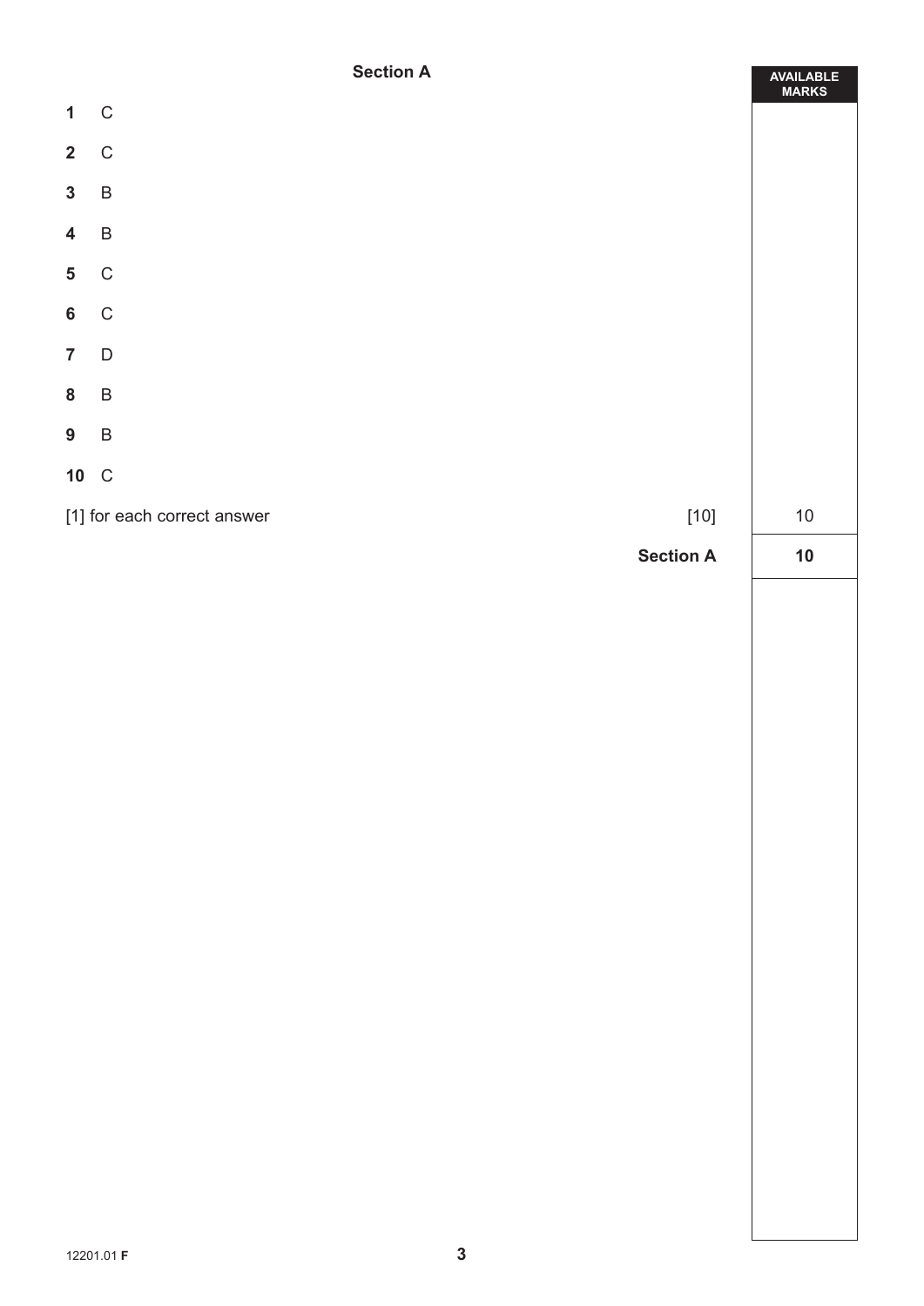## Section A

| | | AVAILABLE MARKS |
|---|---|---|
| **1** | C | |
| **2** | C | |
| **3** | B | |
| **4** | B | |
| **5** | C | |
| **6** | C | |
| **7** | D | |
| **8** | B | |
| **9** | B | |
| **10** | C | |
| [1] for each correct answer | [10] | 10 |
| | **Section A** | **10** |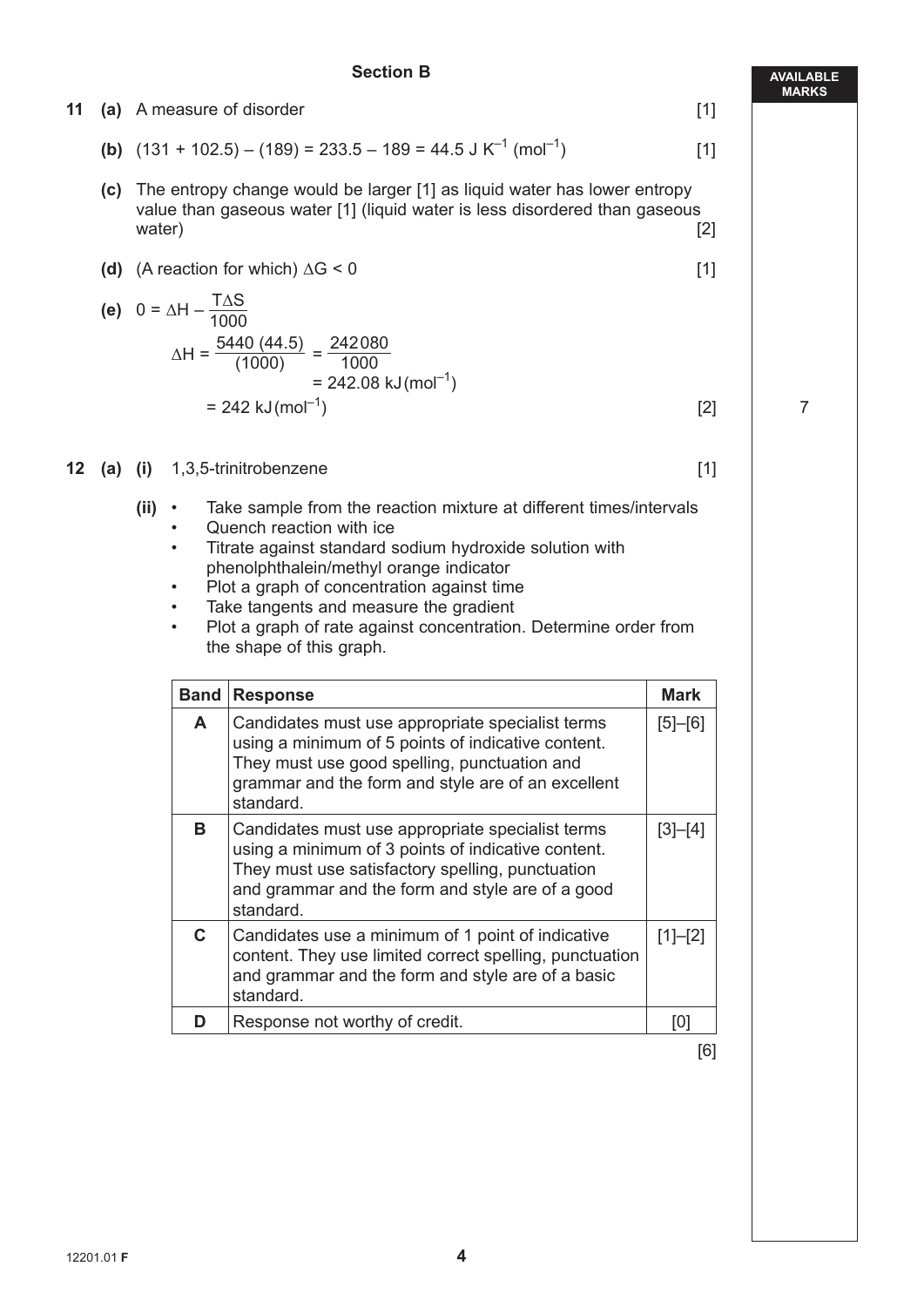## Section B

**11 (a)** A measure of disorder [1]

**(b)** $(131 + 102.5) - (189) = 233.5 - 189 = 44.5 \text{ J K}^{-1} (\text{mol}^{-1})$ [1]

**(c)** The entropy change would be larger [1] as liquid water has lower entropy value than gaseous water [1] (liquid water is less disordered than gaseous water) [2]

**(d)** (A reaction for which) $\Delta G < 0$ [1]

**(e)** $0 = \Delta H - \frac{T\Delta S}{1000}$

$$\Delta H = \frac{5440\ (44.5)}{(1000)} = \frac{242080}{1000}$$

$$= 242.08 \text{ kJ} (\text{mol}^{-1})$$

$$= 242 \text{ kJ} (\text{mol}^{-1})$$ [2]

AVAILABLE MARKS: 7

**12 (a) (i)** 1,3,5-trinitrobenzene [1]

**(ii)**
- Take sample from the reaction mixture at different times/intervals
- Quench reaction with ice
- Titrate against standard sodium hydroxide solution with phenolphthalein/methyl orange indicator
- Plot a graph of concentration against time
- Take tangents and measure the gradient
- Plot a graph of rate against concentration. Determine order from the shape of this graph.

| Band | Response | Mark |
|---|---|---|
| A | Candidates must use appropriate specialist terms using a minimum of 5 points of indicative content. They must use good spelling, punctuation and grammar and the form and style are of an excellent standard. | [5]–[6] |
| B | Candidates must use appropriate specialist terms using a minimum of 3 points of indicative content. They must use satisfactory spelling, punctuation and grammar and the form and style are of a good standard. | [3]–[4] |
| C | Candidates use a minimum of 1 point of indicative content. They use limited correct spelling, punctuation and grammar and the form and style are of a basic standard. | [1]–[2] |
| D | Response not worthy of credit. | [0] |

[6]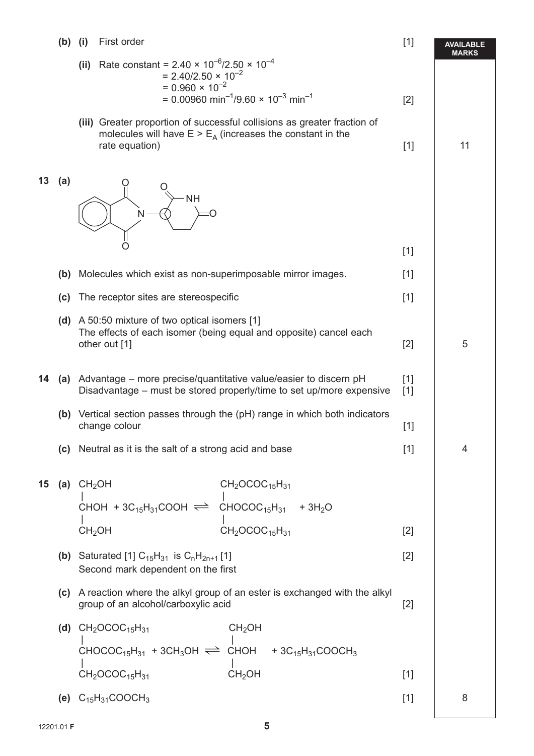**(b) (i)** First order [1]

**(ii)** Rate constant = $2.40 \times 10^{-6}/2.50 \times 10^{-4}$
$= 2.40/2.50 \times 10^{-2}$
$= 0.960 \times 10^{-2}$
$= 0.00960\ \text{min}^{-1}/9.60 \times 10^{-3}\ \text{min}^{-1}$ [2]

**(iii)** Greater proportion of successful collisions as greater fraction of molecules will have $E > E_A$ (increases the constant in the rate equation) [1]

AVAILABLE MARKS: 11

**13 (a)** [structure of thalidomide with the chiral centre circled] [1]

**(b)** Molecules which exist as non-superimposable mirror images. [1]

**(c)** The receptor sites are stereospecific [1]

**(d)** A 50:50 mixture of two optical isomers [1]
The effects of each isomer (being equal and opposite) cancel each other out [1] [2]

AVAILABLE MARKS: 5

**14 (a)** Advantage – more precise/quantitative value/easier to discern pH [1]
Disadvantage – must be stored properly/time to set up/more expensive [1]

**(b)** Vertical section passes through the (pH) range in which both indicators change colour [1]

**(c)** Neutral as it is the salt of a strong acid and base [1]

AVAILABLE MARKS: 4

**15 (a)**

$$\begin{matrix} CH_2OH \\ | \\ CHOH \\ | \\ CH_2OH \end{matrix} + 3C_{15}H_{31}COOH \rightleftharpoons \begin{matrix} CH_2OCOC_{15}H_{31} \\ | \\ CHOCOC_{15}H_{31} \\ | \\ CH_2OCOC_{15}H_{31} \end{matrix} + 3H_2O$$

[2]

**(b)** Saturated [1] $C_{15}H_{31}$ is $C_nH_{2n+1}$ [1] [2]
Second mark dependent on the first

**(c)** A reaction where the alkyl group of an ester is exchanged with the alkyl group of an alcohol/carboxylic acid [2]

**(d)**

$$\begin{matrix} CH_2OCOC_{15}H_{31} \\ | \\ CHOCOC_{15}H_{31} \\ | \\ CH_2OCOC_{15}H_{31} \end{matrix} + 3CH_3OH \rightleftharpoons \begin{matrix} CH_2OH \\ | \\ CHOH \\ | \\ CH_2OH \end{matrix} + 3C_{15}H_{31}COOCH_3$$

[1]

**(e)** $C_{15}H_{31}COOCH_3$ [1]

AVAILABLE MARKS: 8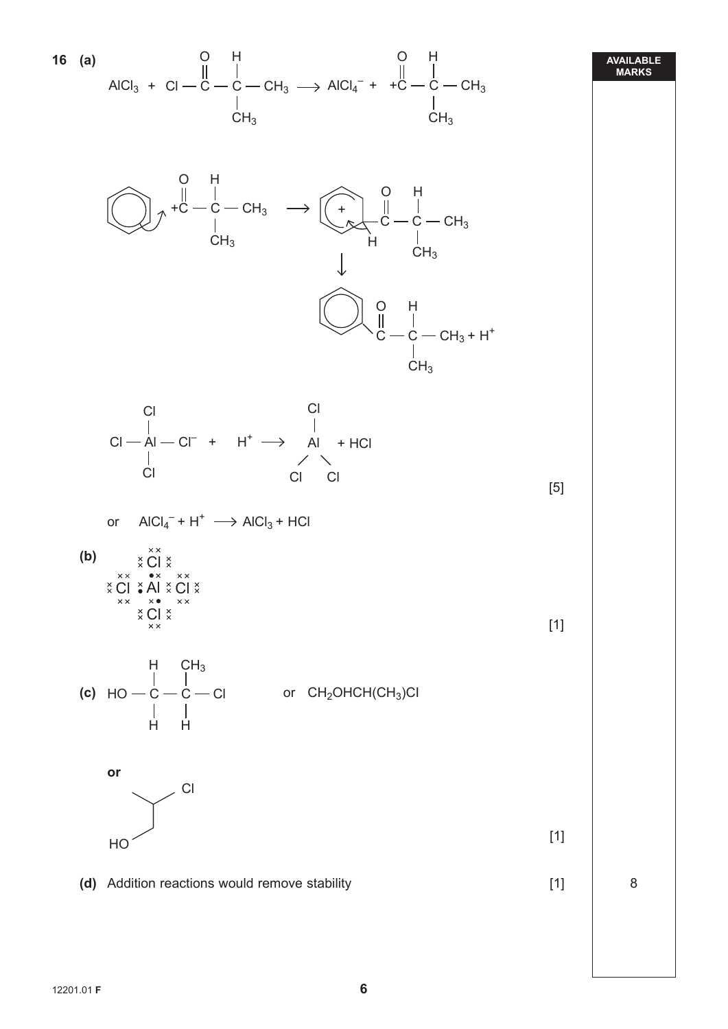**16 (a)**

$$AlCl_3 + Cl-\overset{\overset{O}{\|}}{C}-\overset{\overset{H}{|}}{\underset{\underset{CH_3}{|}}{C}}-CH_3 \longrightarrow AlCl_4^- + {}^+\overset{\overset{O}{\|}}{C}-\overset{\overset{H}{|}}{\underset{\underset{CH_3}{|}}{C}}-CH_3$$

Benzene attacks the acylium ion ${}^+C(=O)CH(CH_3)CH_3$ (curly arrow from the ring to $C^+$) $\longrightarrow$ the intermediate with $+$ in the ring, carrying H and $-C(=O)-CH(CH_3)-CH_3$ on the same carbon (curly arrow from the C–H bond into the ring)

$\downarrow$

$C_6H_5-C(=O)-CH(CH_3)-CH_3 + H^+$

$$Cl-\underset{\underset{Cl}{|}}{\overset{\overset{Cl}{|}}{Al}}-Cl^- + H^+ \longrightarrow AlCl_3 + HCl$$

(product drawn as trigonal $AlCl_3$ with three Cl atoms)

[5]

or $AlCl_4^- + H^+ \longrightarrow AlCl_3 + HCl$

**(b)** Dot-and-cross diagram of $AlCl_4^-$: Al at the centre bonded to four Cl atoms; each Al–Cl bond is a shared pair (one Al electron shown as • and one Cl electron shown as ×, one of the bonds being two × electrons); each Cl has three further lone pairs of × electrons.

[1]

**(c)**

$$HO-\underset{\underset{H}{|}}{\overset{\overset{H}{|}}{C}}-\underset{\underset{H}{|}}{\overset{\overset{CH_3}{|}}{C}}-Cl$$

or $CH_2OHCH(CH_3)Cl$

**or** skeletal formula: HO–CH₂–CH(Cl)–CH₃

[1]

**(d)** Addition reactions would remove stability [1]

**AVAILABLE MARKS:** 8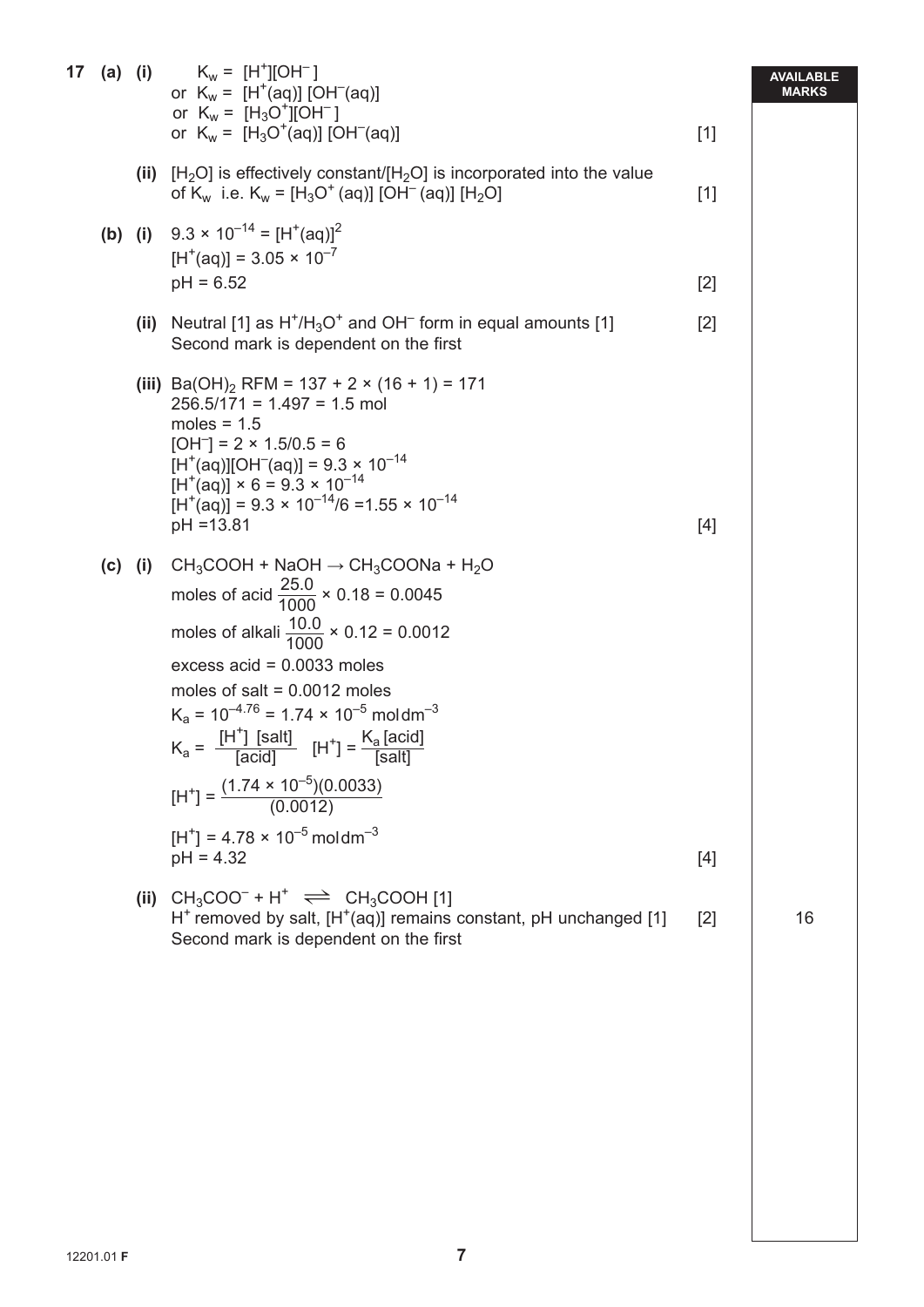**17 (a) (i)** $K_w = [H^+][OH^-]$
or $K_w = [H^+(aq)]\,[OH^-(aq)]$
or $K_w = [H_3O^+][OH^-]$
or $K_w = [H_3O^+(aq)]\,[OH^-(aq)]$ [1]

**(ii)** $[H_2O]$ is effectively constant/$[H_2O]$ is incorporated into the value of $K_w$ i.e. $K_w = [H_3O^+(aq)]\,[OH^-(aq)]\,[H_2O]$ [1]

**(b) (i)** $9.3 \times 10^{-14} = [H^+(aq)]^2$
$[H^+(aq)] = 3.05 \times 10^{-7}$
pH = 6.52 [2]

**(ii)** Neutral [1] as $H^+/H_3O^+$ and $OH^-$ form in equal amounts [1] [2]
Second mark is dependent on the first

**(iii)** $Ba(OH)_2$ RFM = 137 + 2 × (16 + 1) = 171
256.5/171 = 1.497 = 1.5 mol
moles = 1.5
$[OH^-] = 2 \times 1.5/0.5 = 6$
$[H^+(aq)][OH^-(aq)] = 9.3 \times 10^{-14}$
$[H^+(aq)] \times 6 = 9.3 \times 10^{-14}$
$[H^+(aq)] = 9.3 \times 10^{-14}/6 = 1.55 \times 10^{-14}$
pH = 13.81 [4]

**(c) (i)** $CH_3COOH + NaOH \rightarrow CH_3COONa + H_2O$
moles of acid $\frac{25.0}{1000} \times 0.18 = 0.0045$
moles of alkali $\frac{10.0}{1000} \times 0.12 = 0.0012$
excess acid = 0.0033 moles
moles of salt = 0.0012 moles
$K_a = 10^{-4.76} = 1.74 \times 10^{-5}\ \text{mol dm}^{-3}$
$K_a = \frac{[H^+]\ [\text{salt}]}{[\text{acid}]} \quad [H^+] = \frac{K_a\,[\text{acid}]}{[\text{salt}]}$
$[H^+] = \frac{(1.74 \times 10^{-5})(0.0033)}{(0.0012)}$
$[H^+] = 4.78 \times 10^{-5}\ \text{mol dm}^{-3}$
pH = 4.32 [4]

**(ii)** $CH_3COO^- + H^+ \rightleftharpoons CH_3COOH$ [1]
$H^+$ removed by salt, $[H^+(aq)]$ remains constant, pH unchanged [1] [2]
Second mark is dependent on the first

AVAILABLE MARKS: 16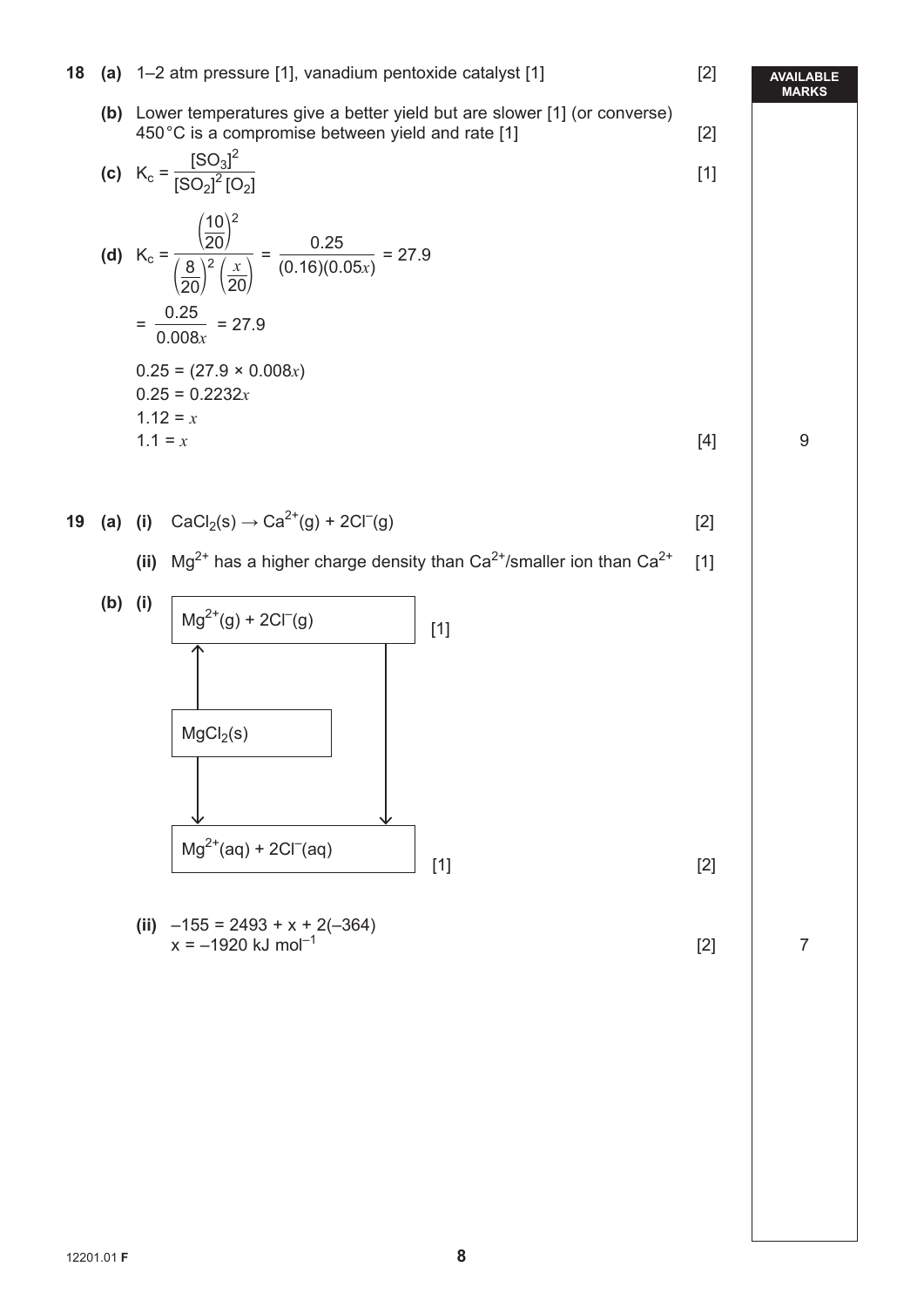**AVAILABLE MARKS**

**18** **(a)** 1–2 atm pressure [1], vanadium pentoxide catalyst [1] [2]

**(b)** Lower temperatures give a better yield but are slower [1] (or converse) 450 °C is a compromise between yield and rate [1] [2]

**(c)** $K_c = \dfrac{[SO_3]^2}{[SO_2]^2[O_2]}$ [1]

**(d)** $K_c = \dfrac{\left(\frac{10}{20}\right)^2}{\left(\frac{8}{20}\right)^2\left(\frac{x}{20}\right)} = \dfrac{0.25}{(0.16)(0.05x)} = 27.9$

$= \dfrac{0.25}{0.008x} = 27.9$

$0.25 = (27.9 \times 0.008x)$

$0.25 = 0.2232x$

$1.12 = x$

$1.1 = x$ [4]

9

**19** **(a)** **(i)** $CaCl_2(s) \rightarrow Ca^{2+}(g) + 2Cl^-(g)$ [2]

**(ii)** $Mg^{2+}$ has a higher charge density than $Ca^{2+}$/smaller ion than $Ca^{2+}$ [1]

**(b)** **(i)**

$Mg^{2+}(g) + 2Cl^-(g)$ [1]

↑ (from $MgCl_2(s)$)

$MgCl_2(s)$

↓ (from $MgCl_2(s)$); ↓ (from $Mg^{2+}(g) + 2Cl^-(g)$)

$Mg^{2+}(aq) + 2Cl^-(aq)$ [1] [2]

**(ii)** $-155 = 2493 + x + 2(-364)$

$x = -1920$ kJ mol$^{-1}$ [2]

7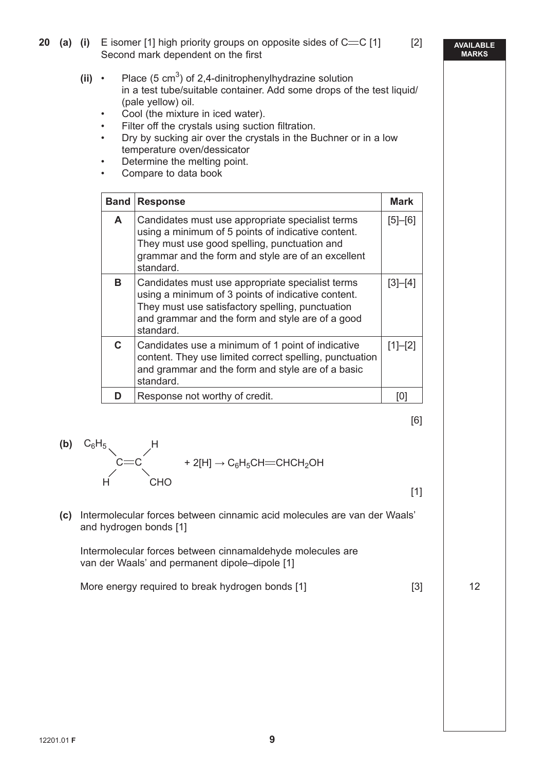**20 (a) (i)** E isomer [1] high priority groups on opposite sides of C=C [1] [2]
Second mark dependent on the first

**(ii)**
- Place (5 $cm^3$) of 2,4-dinitrophenylhydrazine solution in a test tube/suitable container. Add some drops of the test liquid/ (pale yellow) oil.
- Cool (the mixture in iced water).
- Filter off the crystals using suction filtration.
- Dry by sucking air over the crystals in the Buchner or in a low temperature oven/dessicator
- Determine the melting point.
- Compare to data book

| Band | Response | Mark |
| --- | --- | --- |
| A | Candidates must use appropriate specialist terms using a minimum of 5 points of indicative content. They must use good spelling, punctuation and grammar and the form and style are of an excellent standard. | [5]–[6] |
| B | Candidates must use appropriate specialist terms using a minimum of 3 points of indicative content. They must use satisfactory spelling, punctuation and grammar and the form and style are of a good standard. | [3]–[4] |
| C | Candidates use a minimum of 1 point of indicative content. They use limited correct spelling, punctuation and grammar and the form and style are of a basic standard. | [1]–[2] |
| D | Response not worthy of credit. | [0] |

[6]

**(b)** ($C_6H_5$)(H)C=C(H)(CHO) + 2[H] → $C_6H_5CH{=}CHCH_2OH$ [1]

**(c)** Intermolecular forces between cinnamic acid molecules are van der Waals' and hydrogen bonds [1]

Intermolecular forces between cinnamaldehyde molecules are van der Waals' and permanent dipole–dipole [1]

More energy required to break hydrogen bonds [1] [3]

AVAILABLE MARKS: 12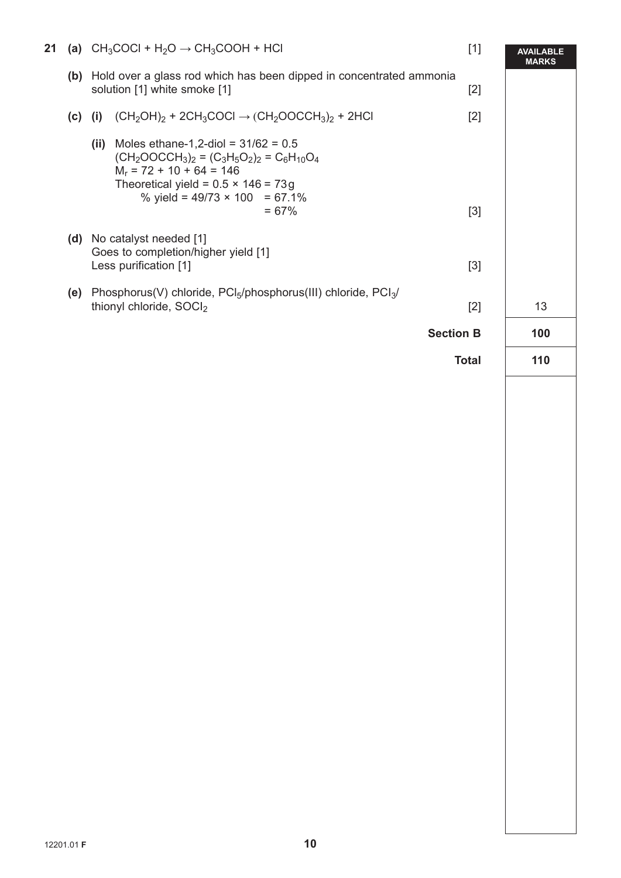| | | | AVAILABLE MARKS |
|---|---|---|---|
| **21** | **(a)** $CH_3COCl + H_2O \rightarrow CH_3COOH + HCl$ | [1] | |
| | **(b)** Hold over a glass rod which has been dipped in concentrated ammonia solution [1] white smoke [1] | [2] | |
| | **(c)** **(i)** $(CH_2OH)_2 + 2CH_3COCl \rightarrow (CH_2OOCCH_3)_2 + 2HCl$ | [2] | |
| | **(ii)** Moles ethane-1,2-diol = 31/62 = 0.5<br>$(CH_2OOCCH_3)_2 = (C_3H_5O_2)_2 = C_6H_{10}O_4$<br>$M_r = 72 + 10 + 64 = 146$<br>Theoretical yield = 0.5 × 146 = 73 g<br>% yield = 49/73 × 100 = 67.1%<br>= 67% | [3] | |
| | **(d)** No catalyst needed [1]<br>Goes to completion/higher yield [1]<br>Less purification [1] | [3] | |
| | **(e)** Phosphorus(V) chloride, $PCl_5$/phosphorus(III) chloride, $PCl_3$/ thionyl chloride, $SOCl_2$ | [2] | 13 |
| | | **Section B** | **100** |
| | | **Total** | **110** |